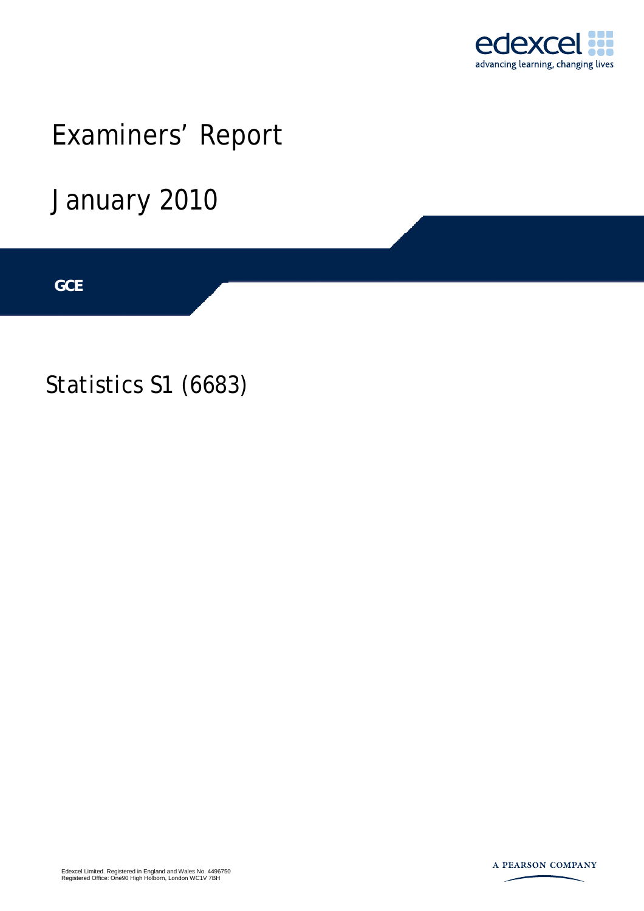edexcel

advancing learning, changing lives

# Examiners' Report

## January 2010

**GCE**

## Statistics S1 (6683)

Edexcel Limited. Registered in England and Wales No. 4496750
Registered Office: One90 High Holborn, London WC1V 7BH

A PEARSON COMPANY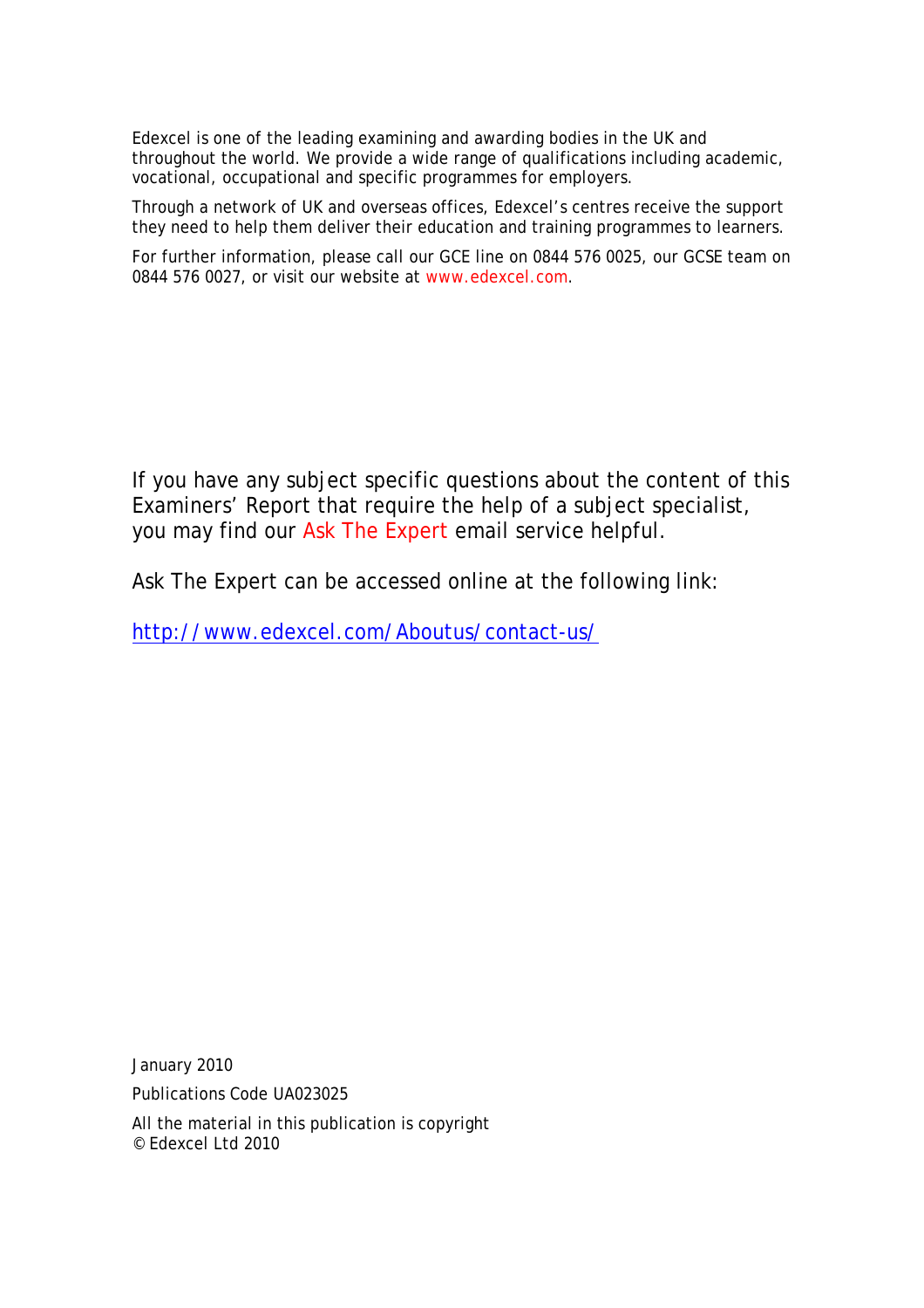Edexcel is one of the leading examining and awarding bodies in the UK and throughout the world. We provide a wide range of qualifications including academic, vocational, occupational and specific programmes for employers.

Through a network of UK and overseas offices, Edexcel's centres receive the support they need to help them deliver their education and training programmes to learners.

For further information, please call our GCE line on 0844 576 0025, our GCSE team on 0844 576 0027, or visit our website at www.edexcel.com.

If you have any subject specific questions about the content of this Examiners' Report that require the help of a subject specialist, you may find our Ask The Expert email service helpful.

Ask The Expert can be accessed online at the following link:

http://www.edexcel.com/Aboutus/contact-us/

January 2010

Publications Code UA023025

All the material in this publication is copyright
© Edexcel Ltd 2010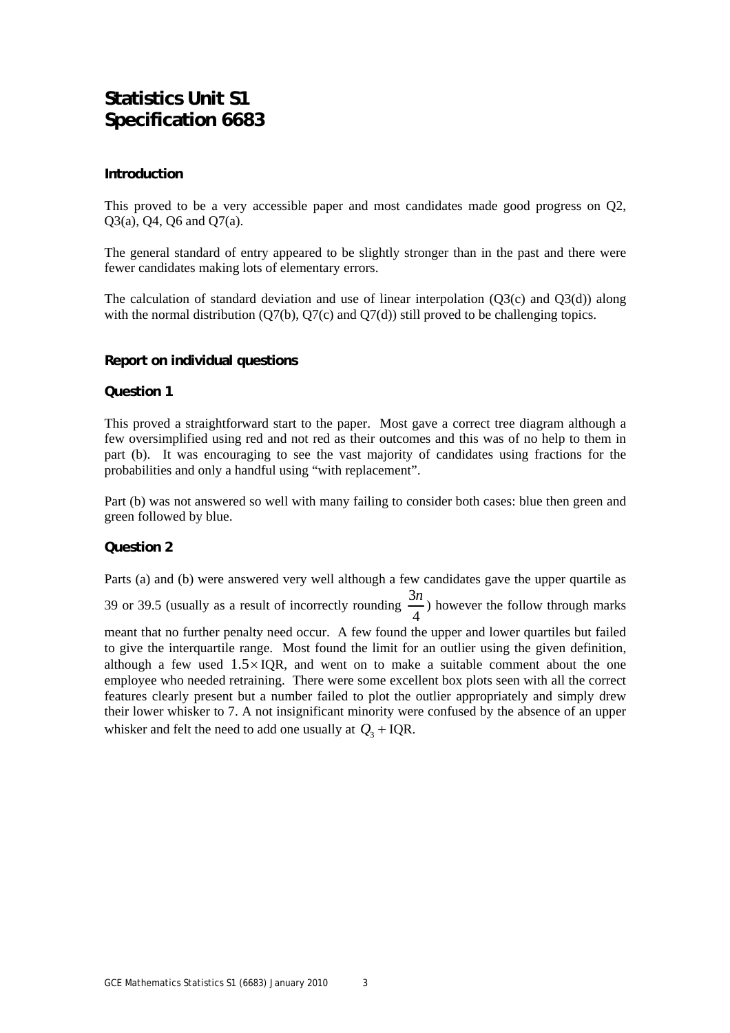# Statistics Unit S1
# Specification 6683

### Introduction

This proved to be a very accessible paper and most candidates made good progress on Q2, Q3(a), Q4, Q6 and Q7(a).

The general standard of entry appeared to be slightly stronger than in the past and there were fewer candidates making lots of elementary errors.

The calculation of standard deviation and use of linear interpolation (Q3(c) and Q3(d)) along with the normal distribution (Q7(b), Q7(c) and Q7(d)) still proved to be challenging topics.

### Report on individual questions

### Question 1

This proved a straightforward start to the paper. Most gave a correct tree diagram although a few oversimplified using red and not red as their outcomes and this was of no help to them in part (b). It was encouraging to see the vast majority of candidates using fractions for the probabilities and only a handful using "with replacement".

Part (b) was not answered so well with many failing to consider both cases: blue then green and green followed by blue.

### Question 2

Parts (a) and (b) were answered very well although a few candidates gave the upper quartile as 39 or 39.5 (usually as a result of incorrectly rounding $\frac{3n}{4}$) however the follow through marks meant that no further penalty need occur. A few found the upper and lower quartiles but failed to give the interquartile range. Most found the limit for an outlier using the given definition, although a few used $1.5 \times \text{IQR}$, and went on to make a suitable comment about the one employee who needed retraining. There were some excellent box plots seen with all the correct features clearly present but a number failed to plot the outlier appropriately and simply drew their lower whisker to 7. A not insignificant minority were confused by the absence of an upper whisker and felt the need to add one usually at $Q_3 + \text{IQR}$.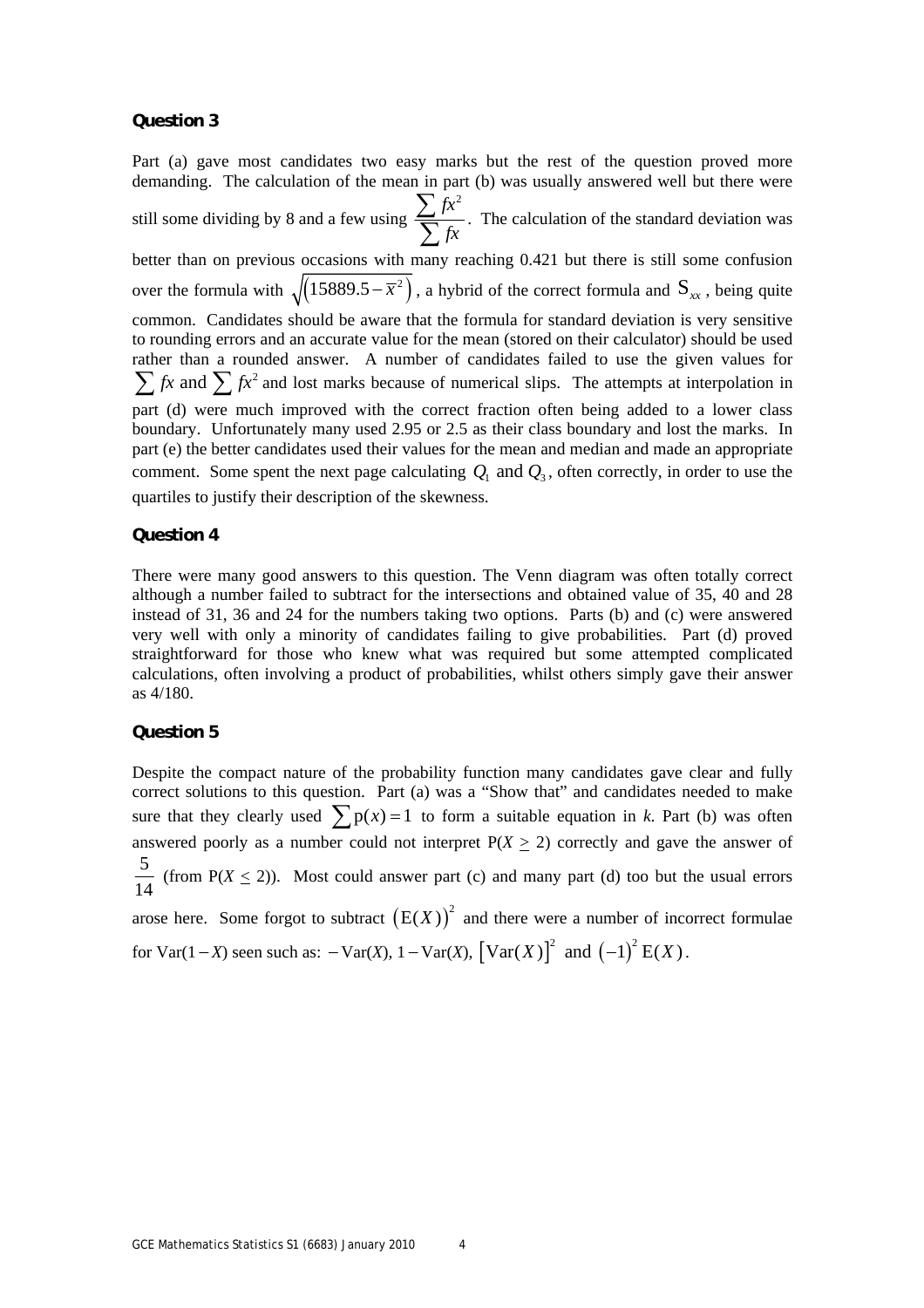### Question 3

Part (a) gave most candidates two easy marks but the rest of the question proved more demanding. The calculation of the mean in part (b) was usually answered well but there were still some dividing by 8 and a few using $\frac{\sum fx^2}{\sum fx}$. The calculation of the standard deviation was better than on previous occasions with many reaching 0.421 but there is still some confusion over the formula with $\sqrt{\left(15889.5 - \bar{x}^2\right)}$, a hybrid of the correct formula and $S_{xx}$, being quite common. Candidates should be aware that the formula for standard deviation is very sensitive to rounding errors and an accurate value for the mean (stored on their calculator) should be used rather than a rounded answer. A number of candidates failed to use the given values for $\sum fx$ and $\sum fx^2$ and lost marks because of numerical slips. The attempts at interpolation in part (d) were much improved with the correct fraction often being added to a lower class boundary. Unfortunately many used 2.95 or 2.5 as their class boundary and lost the marks. In part (e) the better candidates used their values for the mean and median and made an appropriate comment. Some spent the next page calculating $Q_1$ and $Q_3$, often correctly, in order to use the quartiles to justify their description of the skewness.

### Question 4

There were many good answers to this question. The Venn diagram was often totally correct although a number failed to subtract for the intersections and obtained value of 35, 40 and 28 instead of 31, 36 and 24 for the numbers taking two options. Parts (b) and (c) were answered very well with only a minority of candidates failing to give probabilities. Part (d) proved straightforward for those who knew what was required but some attempted complicated calculations, often involving a product of probabilities, whilst others simply gave their answer as 4/180.

### Question 5

Despite the compact nature of the probability function many candidates gave clear and fully correct solutions to this question. Part (a) was a "Show that" and candidates needed to make sure that they clearly used $\sum \mathrm{p}(x) = 1$ to form a suitable equation in *k*. Part (b) was often answered poorly as a number could not interpret $\mathrm{P}(X \geq 2)$ correctly and gave the answer of $\frac{5}{14}$ (from $\mathrm{P}(X \leq 2)$). Most could answer part (c) and many part (d) too but the usual errors arose here. Some forgot to subtract $\left(\mathrm{E}(X)\right)^2$ and there were a number of incorrect formulae for $\mathrm{Var}(1-X)$ seen such as: $-\mathrm{Var}(X)$, $1-\mathrm{Var}(X)$, $\left[\mathrm{Var}(X)\right]^2$ and $(-1)^2\,\mathrm{E}(X)$.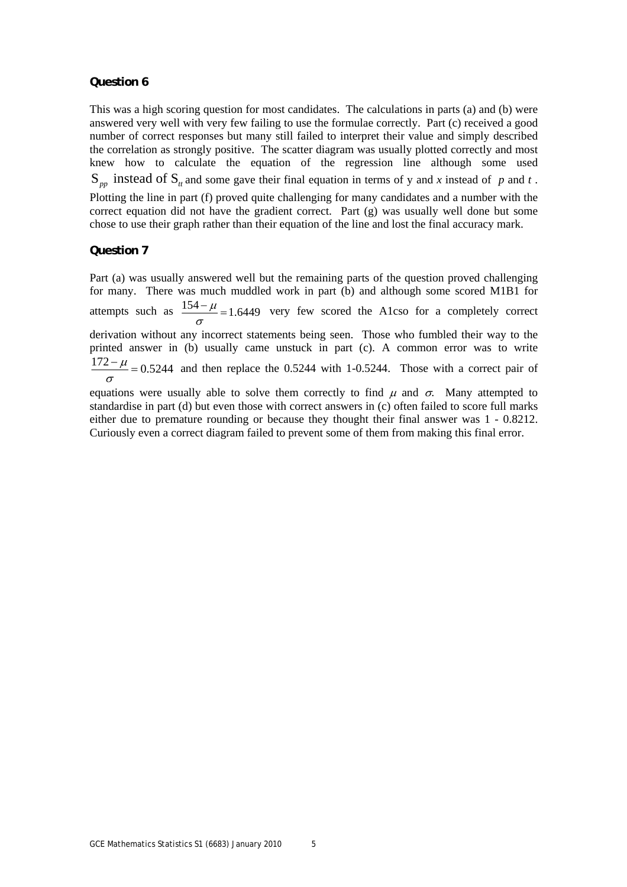## Question 6

This was a high scoring question for most candidates. The calculations in parts (a) and (b) were answered very well with very few failing to use the formulae correctly. Part (c) received a good number of correct responses but many still failed to interpret their value and simply described the correlation as strongly positive. The scatter diagram was usually plotted correctly and most knew how to calculate the equation of the regression line although some used $S_{pp}$ instead of $S_{tt}$ and some gave their final equation in terms of y and $x$ instead of $p$ and $t$. Plotting the line in part (f) proved quite challenging for many candidates and a number with the correct equation did not have the gradient correct. Part (g) was usually well done but some chose to use their graph rather than their equation of the line and lost the final accuracy mark.

## Question 7

Part (a) was usually answered well but the remaining parts of the question proved challenging for many. There was much muddled work in part (b) and although some scored M1B1 for attempts such as $\frac{154-\mu}{\sigma} = 1.6449$ very few scored the A1cso for a completely correct derivation without any incorrect statements being seen. Those who fumbled their way to the printed answer in (b) usually came unstuck in part (c). A common error was to write $\frac{172-\mu}{\sigma} = 0.5244$ and then replace the 0.5244 with 1-0.5244. Those with a correct pair of equations were usually able to solve them correctly to find $\mu$ and $\sigma$. Many attempted to standardise in part (d) but even those with correct answers in (c) often failed to score full marks either due to premature rounding or because they thought their final answer was 1 - 0.8212. Curiously even a correct diagram failed to prevent some of them from making this final error.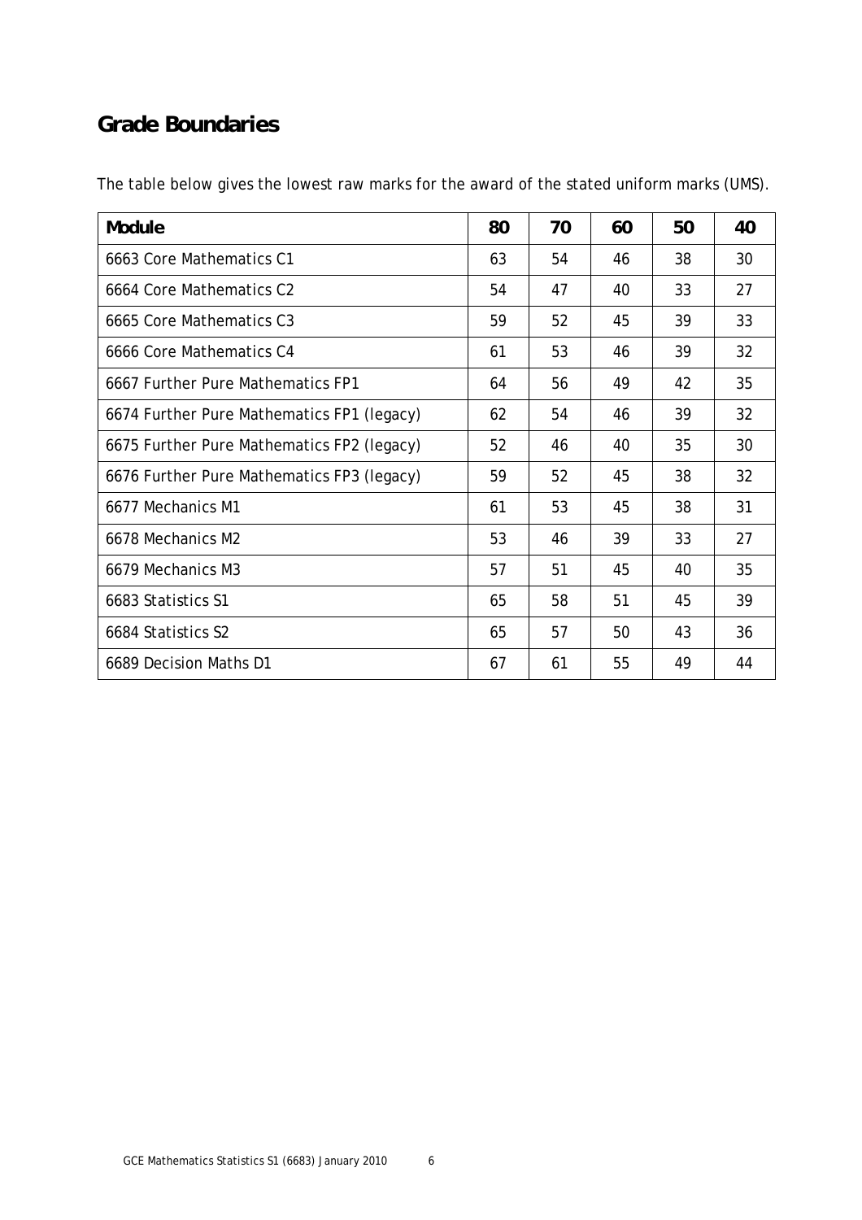## Grade Boundaries

The table below gives the lowest raw marks for the award of the stated uniform marks (UMS).

| Module | 80 | 70 | 60 | 50 | 40 |
|---|---|---|---|---|---|
| 6663 Core Mathematics C1 | 63 | 54 | 46 | 38 | 30 |
| 6664 Core Mathematics C2 | 54 | 47 | 40 | 33 | 27 |
| 6665 Core Mathematics C3 | 59 | 52 | 45 | 39 | 33 |
| 6666 Core Mathematics C4 | 61 | 53 | 46 | 39 | 32 |
| 6667 Further Pure Mathematics FP1 | 64 | 56 | 49 | 42 | 35 |
| 6674 Further Pure Mathematics FP1 (legacy) | 62 | 54 | 46 | 39 | 32 |
| 6675 Further Pure Mathematics FP2 (legacy) | 52 | 46 | 40 | 35 | 30 |
| 6676 Further Pure Mathematics FP3 (legacy) | 59 | 52 | 45 | 38 | 32 |
| 6677 Mechanics M1 | 61 | 53 | 45 | 38 | 31 |
| 6678 Mechanics M2 | 53 | 46 | 39 | 33 | 27 |
| 6679 Mechanics M3 | 57 | 51 | 45 | 40 | 35 |
| 6683 Statistics S1 | 65 | 58 | 51 | 45 | 39 |
| 6684 Statistics S2 | 65 | 57 | 50 | 43 | 36 |
| 6689 Decision Maths D1 | 67 | 61 | 55 | 49 | 44 |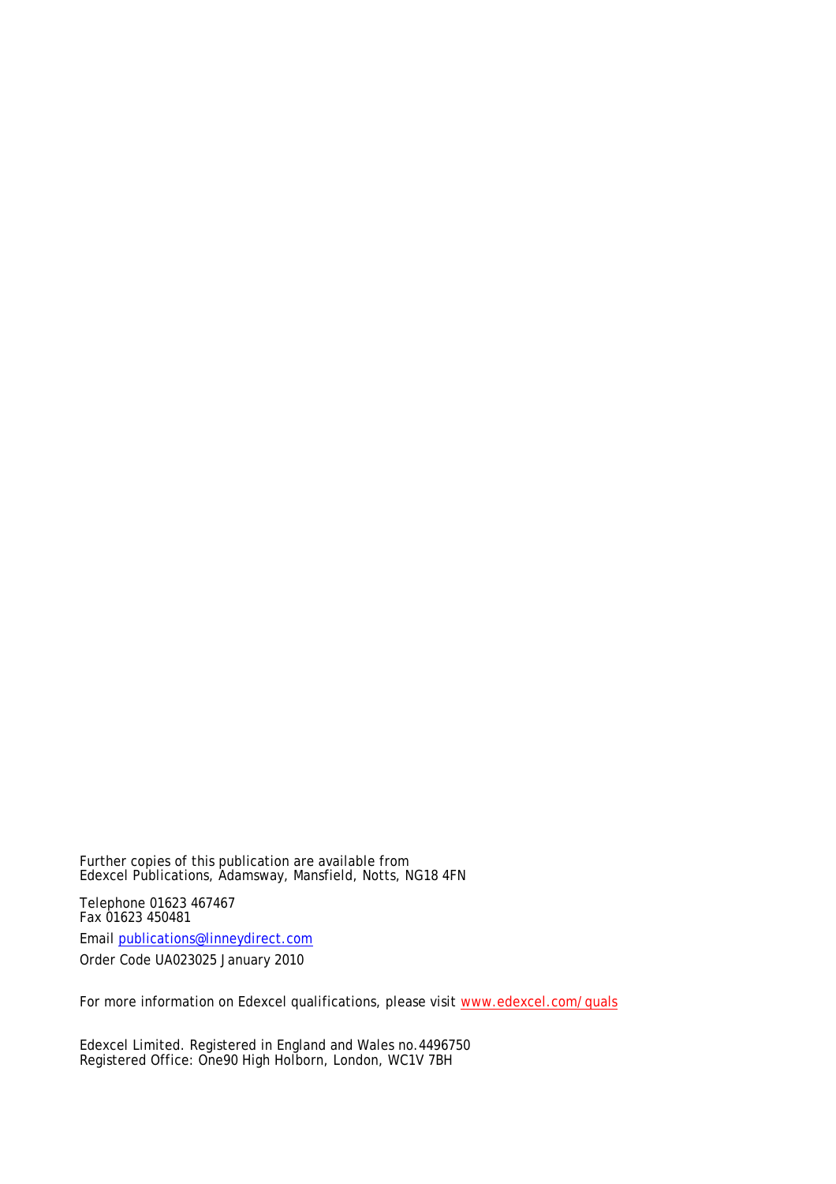Further copies of this publication are available from
Edexcel Publications, Adamsway, Mansfield, Notts, NG18 4FN

Telephone 01623 467467
Fax 01623 450481

Email publications@linneydirect.com

Order Code UA023025 January 2010

For more information on Edexcel qualifications, please visit www.edexcel.com/quals

Edexcel Limited. Registered in England and Wales no.4496750
Registered Office: One90 High Holborn, London, WC1V 7BH